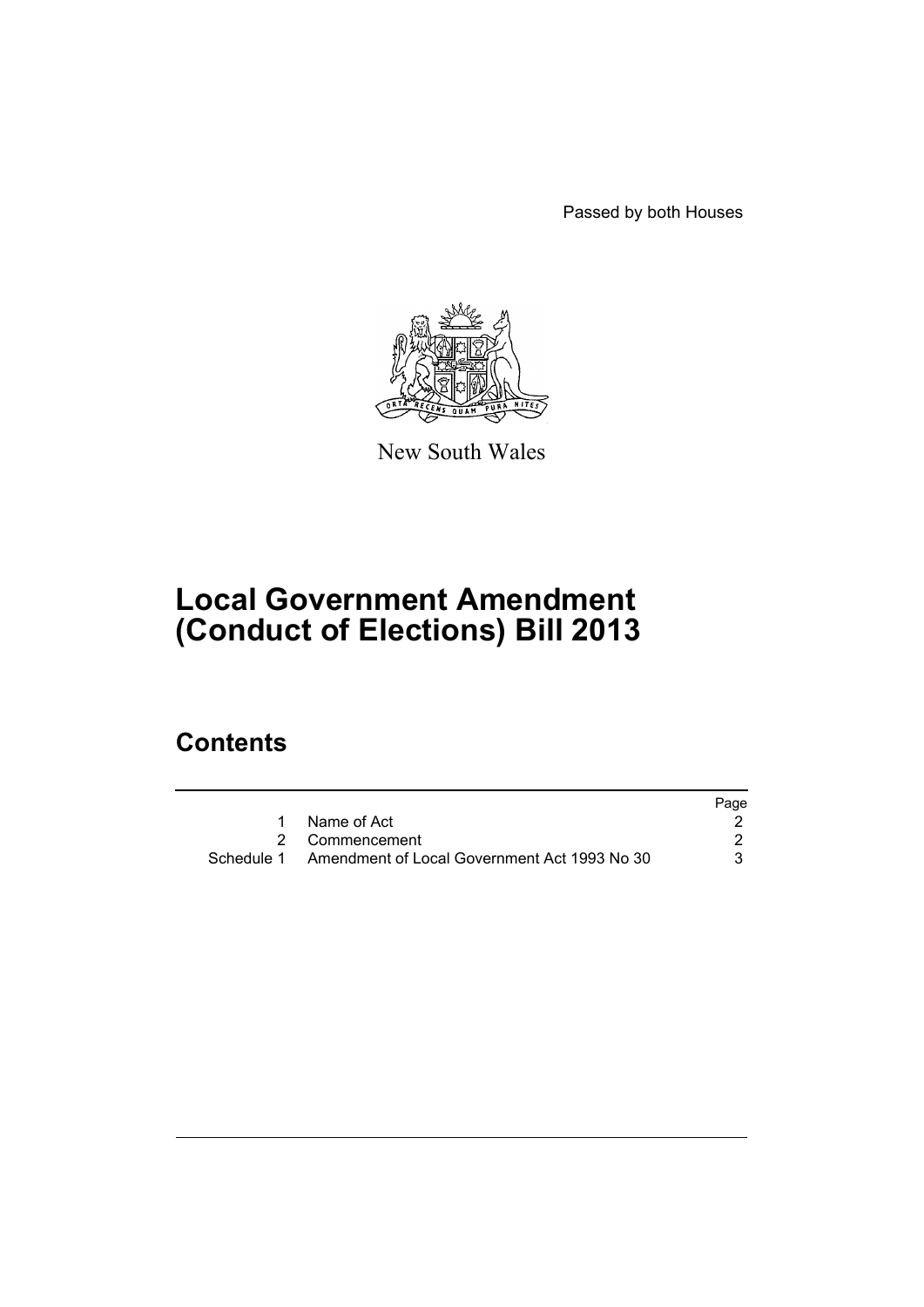Passed by both Houses

New South Wales

# Local Government Amendment (Conduct of Elections) Bill 2013

## Contents

| | | Page |
|---|---|---|
| 1 | Name of Act | 2 |
| 2 | Commencement | 2 |
| Schedule 1 | Amendment of Local Government Act 1993 No 30 | 3 |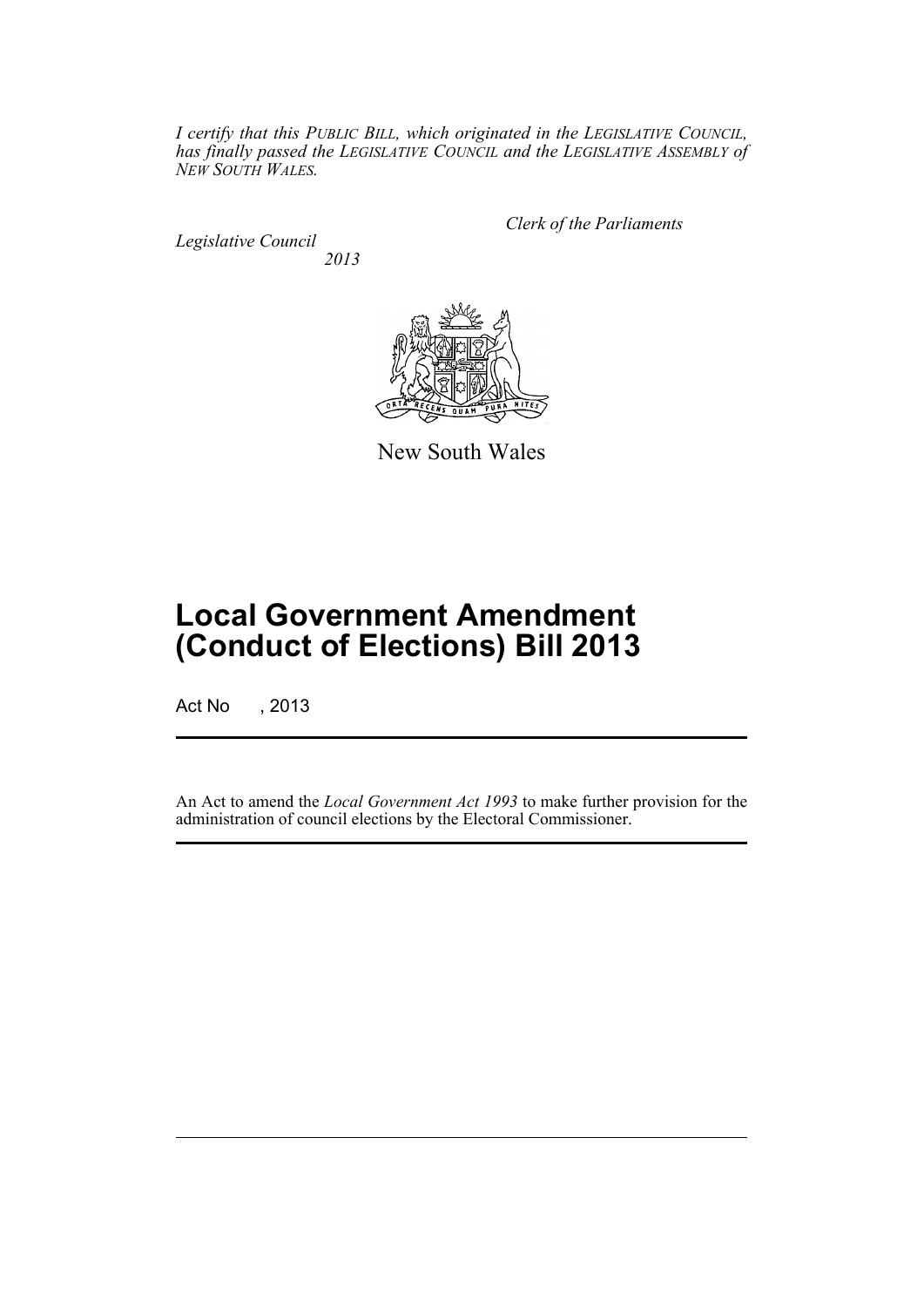*I certify that this PUBLIC BILL, which originated in the LEGISLATIVE COUNCIL, has finally passed the LEGISLATIVE COUNCIL and the LEGISLATIVE ASSEMBLY of NEW SOUTH WALES.*

*Clerk of the Parliaments*

*Legislative Council*

*2013*

New South Wales

# Local Government Amendment (Conduct of Elections) Bill 2013

Act No , 2013

An Act to amend the *Local Government Act 1993* to make further provision for the administration of council elections by the Electoral Commissioner.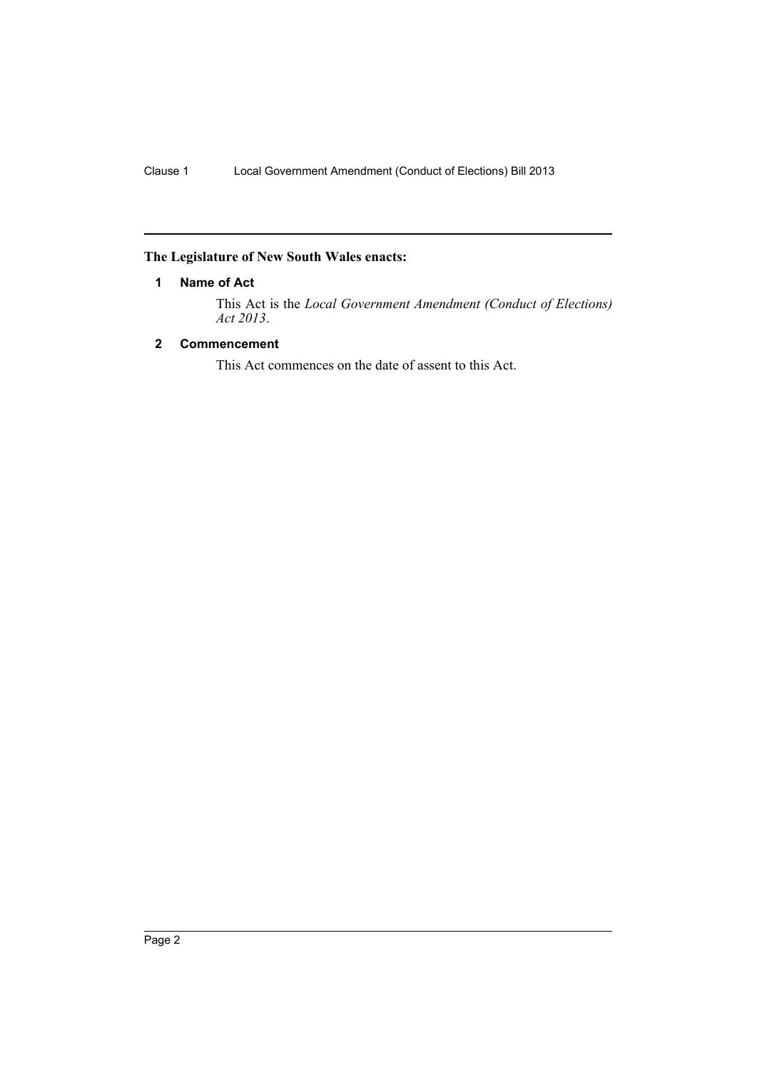**The Legislature of New South Wales enacts:**

## 1 Name of Act

This Act is the *Local Government Amendment (Conduct of Elections) Act 2013*.

## 2 Commencement

This Act commences on the date of assent to this Act.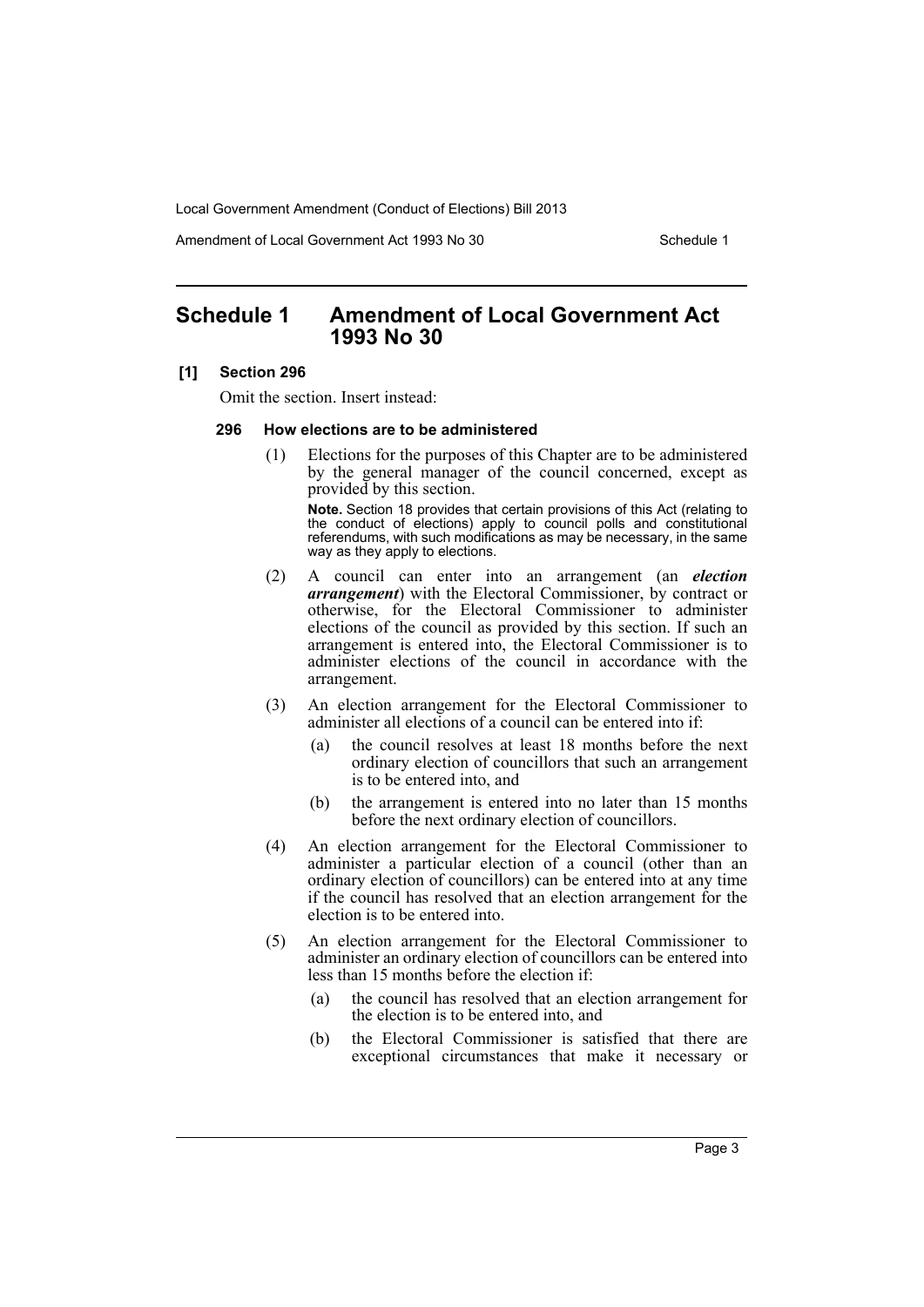# Schedule 1 Amendment of Local Government Act 1993 No 30

**[1] Section 296**

Omit the section. Insert instead:

**296 How elections are to be administered**

(1) Elections for the purposes of this Chapter are to be administered by the general manager of the council concerned, except as provided by this section.

**Note.** Section 18 provides that certain provisions of this Act (relating to the conduct of elections) apply to council polls and constitutional referendums, with such modifications as may be necessary, in the same way as they apply to elections.

(2) A council can enter into an arrangement (an ***election arrangement***) with the Electoral Commissioner, by contract or otherwise, for the Electoral Commissioner to administer elections of the council as provided by this section. If such an arrangement is entered into, the Electoral Commissioner is to administer elections of the council in accordance with the arrangement.

(3) An election arrangement for the Electoral Commissioner to administer all elections of a council can be entered into if:

(a) the council resolves at least 18 months before the next ordinary election of councillors that such an arrangement is to be entered into, and

(b) the arrangement is entered into no later than 15 months before the next ordinary election of councillors.

(4) An election arrangement for the Electoral Commissioner to administer a particular election of a council (other than an ordinary election of councillors) can be entered into at any time if the council has resolved that an election arrangement for the election is to be entered into.

(5) An election arrangement for the Electoral Commissioner to administer an ordinary election of councillors can be entered into less than 15 months before the election if:

(a) the council has resolved that an election arrangement for the election is to be entered into, and

(b) the Electoral Commissioner is satisfied that there are exceptional circumstances that make it necessary or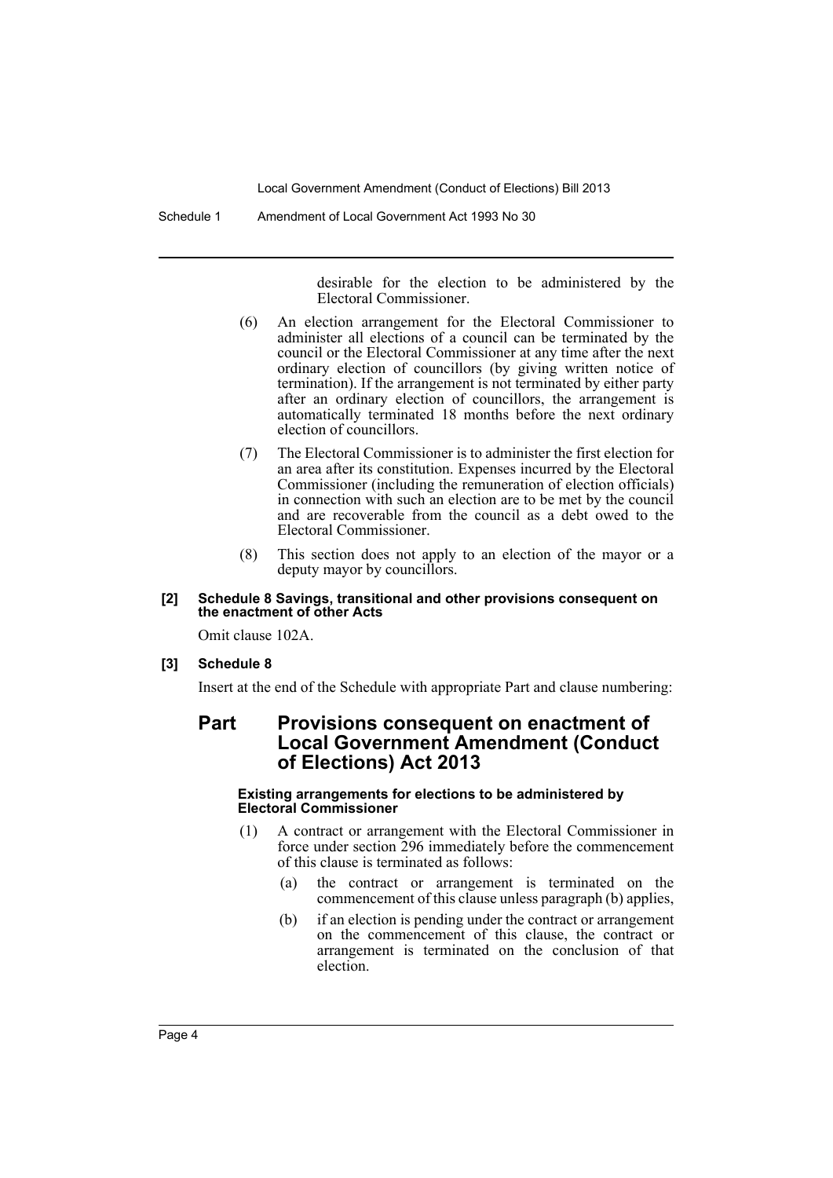desirable for the election to be administered by the Electoral Commissioner.

(6) An election arrangement for the Electoral Commissioner to administer all elections of a council can be terminated by the council or the Electoral Commissioner at any time after the next ordinary election of councillors (by giving written notice of termination). If the arrangement is not terminated by either party after an ordinary election of councillors, the arrangement is automatically terminated 18 months before the next ordinary election of councillors.

(7) The Electoral Commissioner is to administer the first election for an area after its constitution. Expenses incurred by the Electoral Commissioner (including the remuneration of election officials) in connection with such an election are to be met by the council and are recoverable from the council as a debt owed to the Electoral Commissioner.

(8) This section does not apply to an election of the mayor or a deputy mayor by councillors.

**[2] Schedule 8 Savings, transitional and other provisions consequent on the enactment of other Acts**

Omit clause 102A.

**[3] Schedule 8**

Insert at the end of the Schedule with appropriate Part and clause numbering:

## Part Provisions consequent on enactment of Local Government Amendment (Conduct of Elections) Act 2013

**Existing arrangements for elections to be administered by Electoral Commissioner**

(1) A contract or arrangement with the Electoral Commissioner in force under section 296 immediately before the commencement of this clause is terminated as follows:

(a) the contract or arrangement is terminated on the commencement of this clause unless paragraph (b) applies,

(b) if an election is pending under the contract or arrangement on the commencement of this clause, the contract or arrangement is terminated on the conclusion of that election.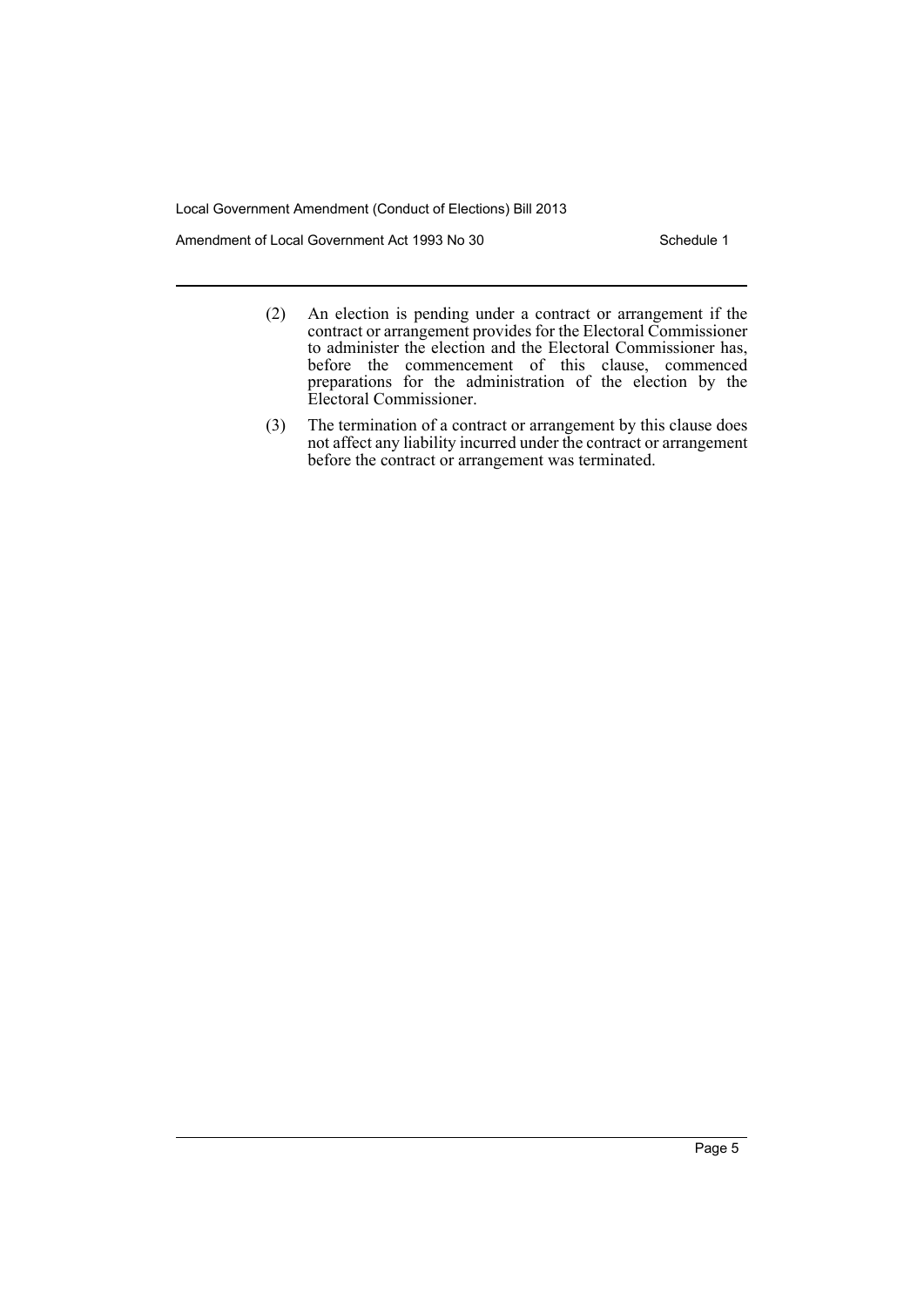(2) An election is pending under a contract or arrangement if the contract or arrangement provides for the Electoral Commissioner to administer the election and the Electoral Commissioner has, before the commencement of this clause, commenced preparations for the administration of the election by the Electoral Commissioner.

(3) The termination of a contract or arrangement by this clause does not affect any liability incurred under the contract or arrangement before the contract or arrangement was terminated.